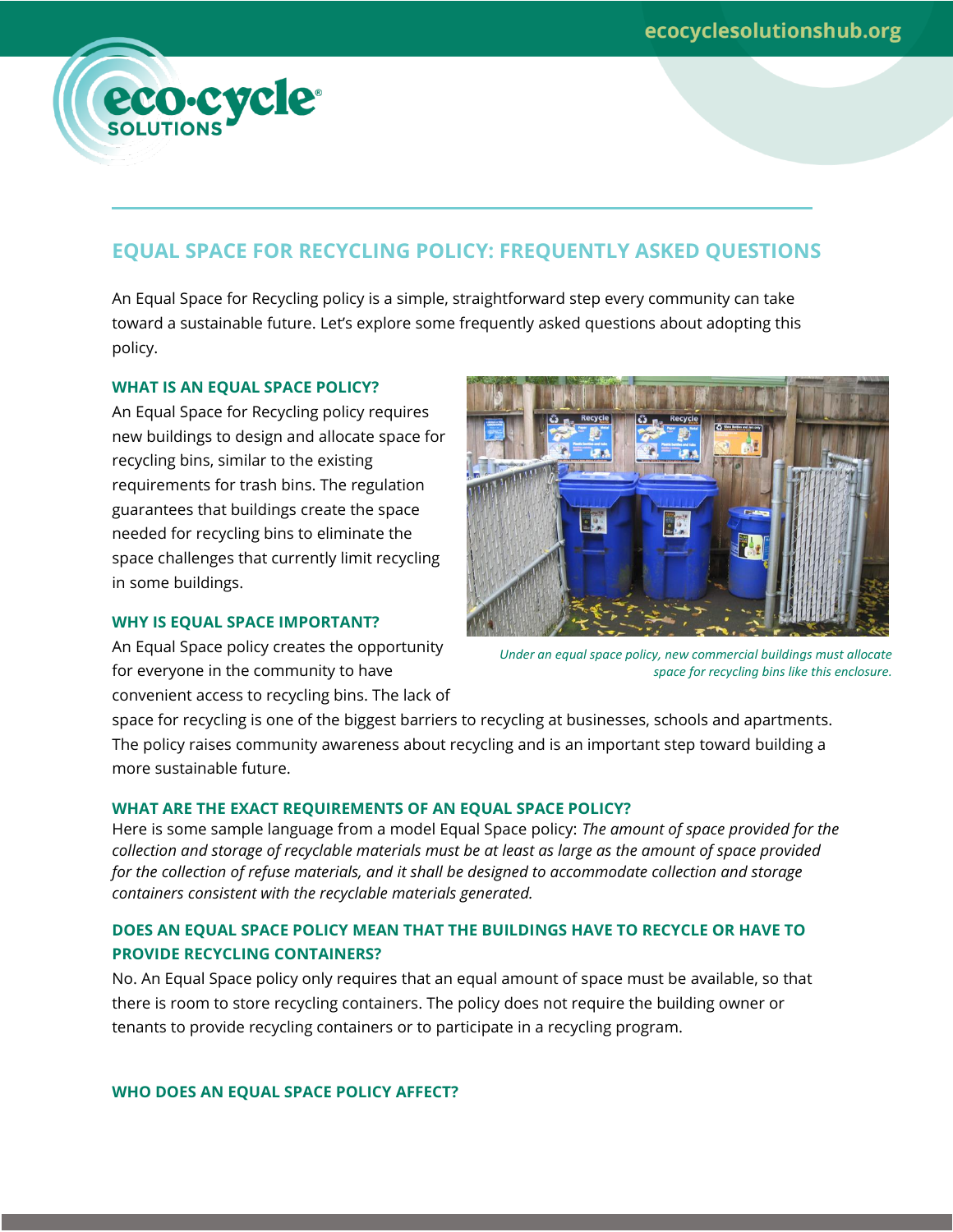# EQUAL SPACE FOR RECYCLING POLICY: FREQUENTLY ASKED QUESTIONS

An Equal Space for Recycling policy is a simple, straightforward step every community can take toward a sustainable future. Let's explore some frequently asked questions about adopting this policy.

## WHAT IS AN EQUAL SPACE POLICY?

An Equal Space for Recycling policy requires new buildings to design and allocate space for recycling bins, similar to the existing requirements for trash bins. The regulation guarantees that buildings create the space needed for recycling bins to eliminate the space challenges that currently limit recycling in some buildings.

*Under an equal space policy, new commercial buildings must allocate space for recycling bins like this enclosure.*

## WHY IS EQUAL SPACE IMPORTANT?

An Equal Space policy creates the opportunity for everyone in the community to have convenient access to recycling bins. The lack of space for recycling is one of the biggest barriers to recycling at businesses, schools and apartments. The policy raises community awareness about recycling and is an important step toward building a more sustainable future.

## WHAT ARE THE EXACT REQUIREMENTS OF AN EQUAL SPACE POLICY?

Here is some sample language from a model Equal Space policy: *The amount of space provided for the collection and storage of recyclable materials must be at least as large as the amount of space provided for the collection of refuse materials, and it shall be designed to accommodate collection and storage containers consistent with the recyclable materials generated.*

## DOES AN EQUAL SPACE POLICY MEAN THAT THE BUILDINGS HAVE TO RECYCLE OR HAVE TO PROVIDE RECYCLING CONTAINERS?

No. An Equal Space policy only requires that an equal amount of space must be available, so that there is room to store recycling containers. The policy does not require the building owner or tenants to provide recycling containers or to participate in a recycling program.

## WHO DOES AN EQUAL SPACE POLICY AFFECT?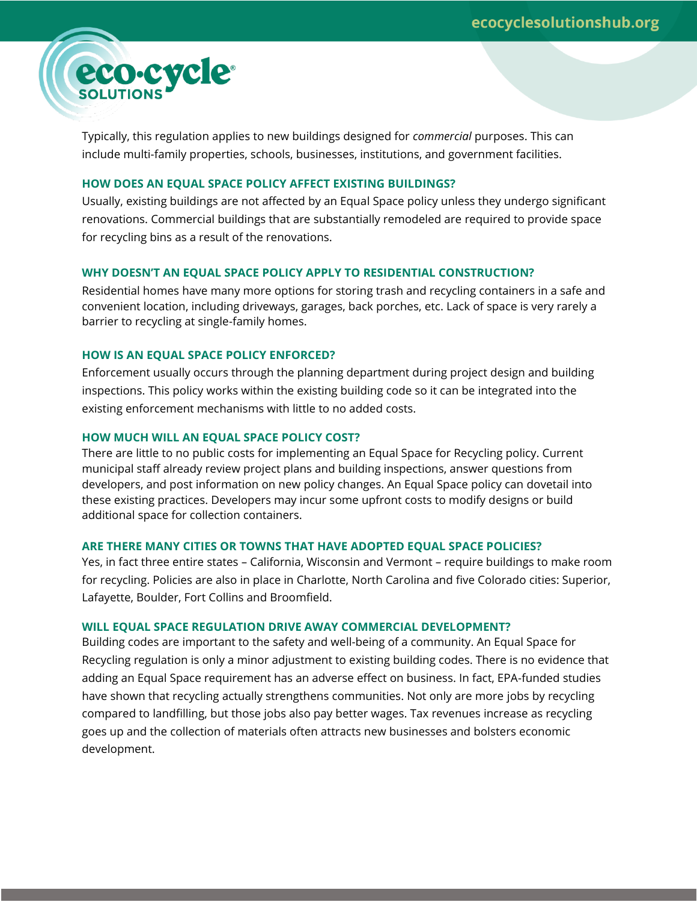Typically, this regulation applies to new buildings designed for *commercial* purposes. This can include multi-family properties, schools, businesses, institutions, and government facilities.

### HOW DOES AN EQUAL SPACE POLICY AFFECT EXISTING BUILDINGS?

Usually, existing buildings are not affected by an Equal Space policy unless they undergo significant renovations. Commercial buildings that are substantially remodeled are required to provide space for recycling bins as a result of the renovations.

### WHY DOESN'T AN EQUAL SPACE POLICY APPLY TO RESIDENTIAL CONSTRUCTION?

Residential homes have many more options for storing trash and recycling containers in a safe and convenient location, including driveways, garages, back porches, etc. Lack of space is very rarely a barrier to recycling at single-family homes.

### HOW IS AN EQUAL SPACE POLICY ENFORCED?

Enforcement usually occurs through the planning department during project design and building inspections. This policy works within the existing building code so it can be integrated into the existing enforcement mechanisms with little to no added costs.

### HOW MUCH WILL AN EQUAL SPACE POLICY COST?

There are little to no public costs for implementing an Equal Space for Recycling policy. Current municipal staff already review project plans and building inspections, answer questions from developers, and post information on new policy changes. An Equal Space policy can dovetail into these existing practices. Developers may incur some upfront costs to modify designs or build additional space for collection containers.

### ARE THERE MANY CITIES OR TOWNS THAT HAVE ADOPTED EQUAL SPACE POLICIES?

Yes, in fact three entire states – California, Wisconsin and Vermont – require buildings to make room for recycling. Policies are also in place in Charlotte, North Carolina and five Colorado cities: Superior, Lafayette, Boulder, Fort Collins and Broomfield.

### WILL EQUAL SPACE REGULATION DRIVE AWAY COMMERCIAL DEVELOPMENT?

Building codes are important to the safety and well-being of a community. An Equal Space for Recycling regulation is only a minor adjustment to existing building codes. There is no evidence that adding an Equal Space requirement has an adverse effect on business. In fact, EPA-funded studies have shown that recycling actually strengthens communities. Not only are more jobs by recycling compared to landfilling, but those jobs also pay better wages. Tax revenues increase as recycling goes up and the collection of materials often attracts new businesses and bolsters economic development.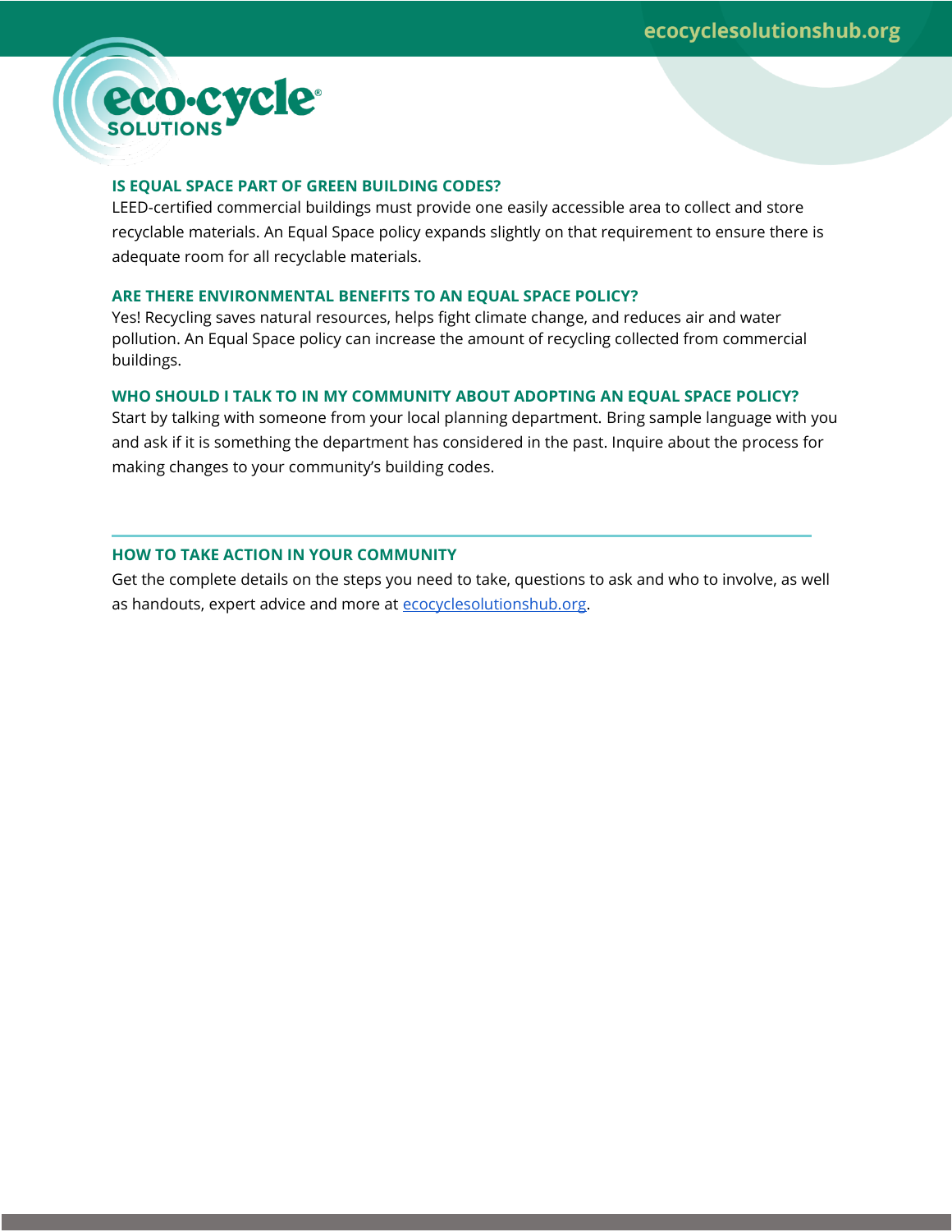### IS EQUAL SPACE PART OF GREEN BUILDING CODES?

LEED-certified commercial buildings must provide one easily accessible area to collect and store recyclable materials. An Equal Space policy expands slightly on that requirement to ensure there is adequate room for all recyclable materials.

### ARE THERE ENVIRONMENTAL BENEFITS TO AN EQUAL SPACE POLICY?

Yes! Recycling saves natural resources, helps fight climate change, and reduces air and water pollution. An Equal Space policy can increase the amount of recycling collected from commercial buildings.

### WHO SHOULD I TALK TO IN MY COMMUNITY ABOUT ADOPTING AN EQUAL SPACE POLICY?

Start by talking with someone from your local planning department. Bring sample language with you and ask if it is something the department has considered in the past. Inquire about the process for making changes to your community's building codes.

---

### HOW TO TAKE ACTION IN YOUR COMMUNITY

Get the complete details on the steps you need to take, questions to ask and who to involve, as well as handouts, expert advice and more at [ecocyclesolutionshub.org](https://ecocyclesolutionshub.org).